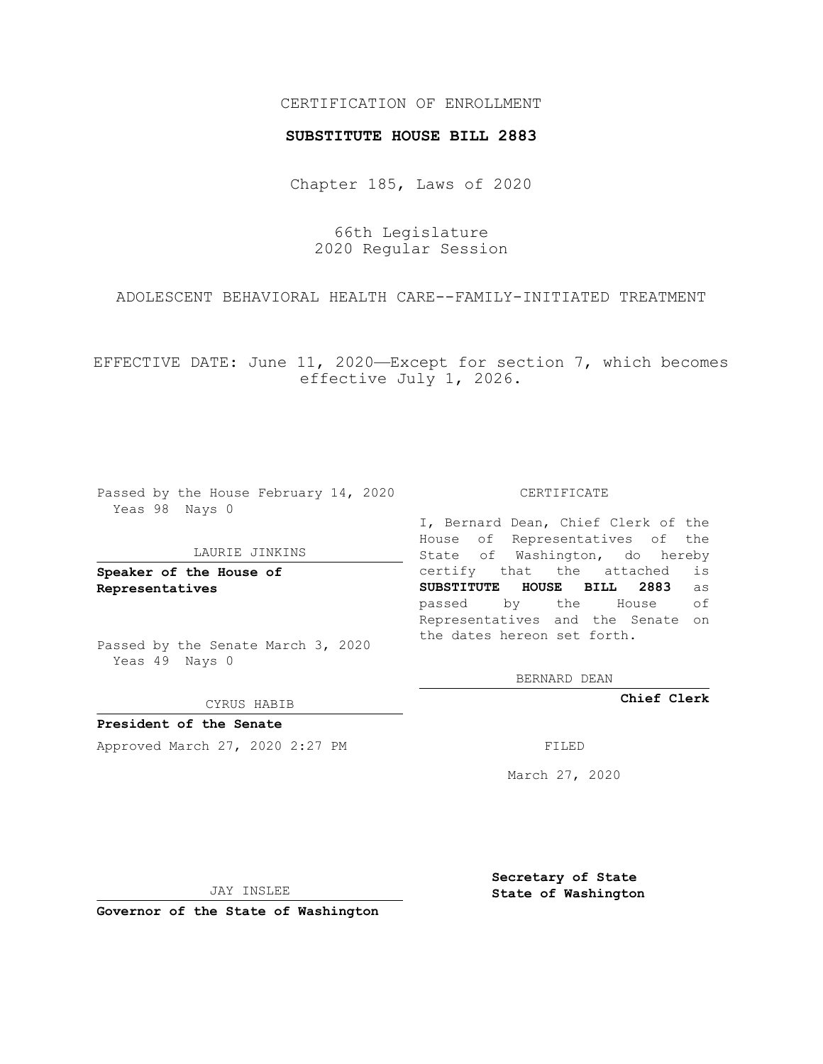CERTIFICATION OF ENROLLMENT

**SUBSTITUTE HOUSE BILL 2883**

Chapter 185, Laws of 2020

66th Legislature
2020 Regular Session

ADOLESCENT BEHAVIORAL HEALTH CARE--FAMILY-INITIATED TREATMENT

EFFECTIVE DATE: June 11, 2020—Except for section 7, which becomes effective July 1, 2026.

Passed by the House February 14, 2020
Yeas 98 Nays 0

LAURIE JINKINS

**Speaker of the House of Representatives**

Passed by the Senate March 3, 2020
Yeas 49 Nays 0

CYRUS HABIB

**President of the Senate**

Approved March 27, 2020 2:27 PM

JAY INSLEE

**Governor of the State of Washington**

CERTIFICATE

I, Bernard Dean, Chief Clerk of the House of Representatives of the State of Washington, do hereby certify that the attached is **SUBSTITUTE HOUSE BILL 2883** as passed by the House of Representatives and the Senate on the dates hereon set forth.

BERNARD DEAN

**Chief Clerk**

FILED

March 27, 2020

**Secretary of State**
**State of Washington**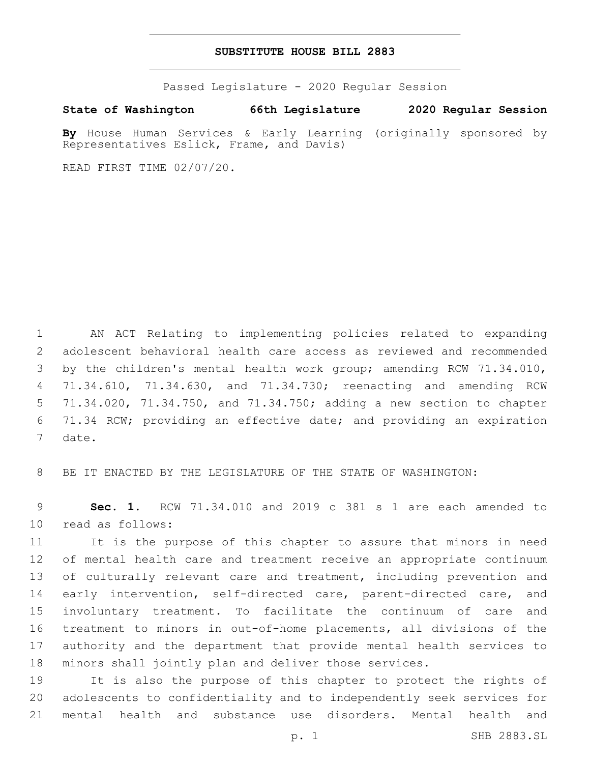# SUBSTITUTE HOUSE BILL 2883

Passed Legislature - 2020 Regular Session

**State of Washington 66th Legislature 2020 Regular Session**

**By** House Human Services & Early Learning (originally sponsored by Representatives Eslick, Frame, and Davis)

READ FIRST TIME 02/07/20.

AN ACT Relating to implementing policies related to expanding adolescent behavioral health care access as reviewed and recommended by the children's mental health work group; amending RCW 71.34.010, 71.34.610, 71.34.630, and 71.34.730; reenacting and amending RCW 71.34.020, 71.34.750, and 71.34.750; adding a new section to chapter 71.34 RCW; providing an effective date; and providing an expiration date.

BE IT ENACTED BY THE LEGISLATURE OF THE STATE OF WASHINGTON:

**Sec. 1.** RCW 71.34.010 and 2019 c 381 s 1 are each amended to read as follows:

It is the purpose of this chapter to assure that minors in need of mental health care and treatment receive an appropriate continuum of culturally relevant care and treatment, including prevention and early intervention, self-directed care, parent-directed care, and involuntary treatment. To facilitate the continuum of care and treatment to minors in out-of-home placements, all divisions of the authority and the department that provide mental health services to minors shall jointly plan and deliver those services.

It is also the purpose of this chapter to protect the rights of adolescents to confidentiality and to independently seek services for mental health and substance use disorders. Mental health and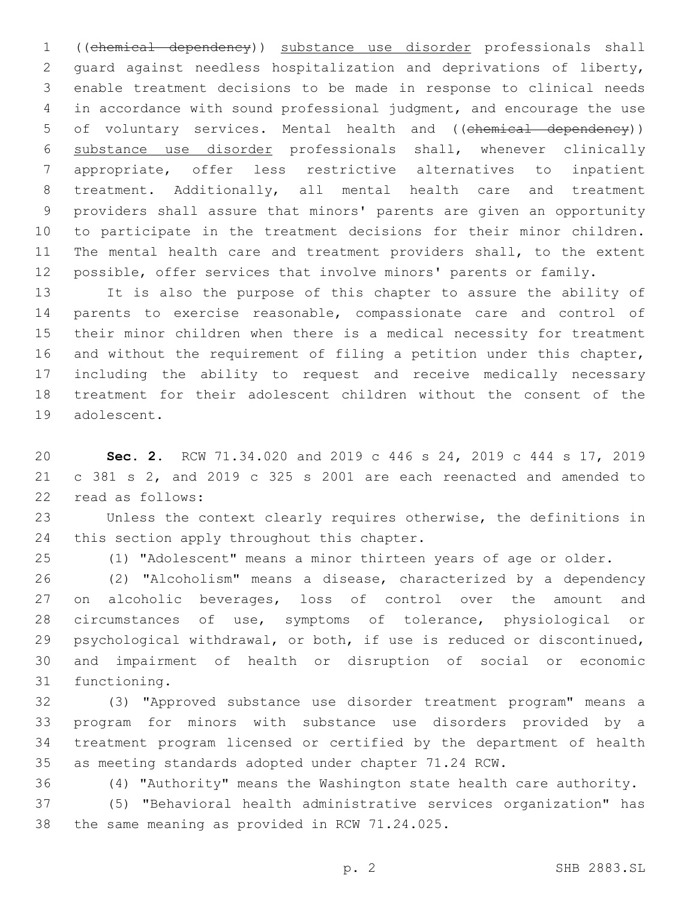((~~chemical dependency~~)) <u>substance use disorder</u> professionals shall guard against needless hospitalization and deprivations of liberty, enable treatment decisions to be made in response to clinical needs in accordance with sound professional judgment, and encourage the use of voluntary services. Mental health and ((~~chemical dependency~~)) <u>substance use disorder</u> professionals shall, whenever clinically appropriate, offer less restrictive alternatives to inpatient treatment. Additionally, all mental health care and treatment providers shall assure that minors' parents are given an opportunity to participate in the treatment decisions for their minor children. The mental health care and treatment providers shall, to the extent possible, offer services that involve minors' parents or family.

It is also the purpose of this chapter to assure the ability of parents to exercise reasonable, compassionate care and control of their minor children when there is a medical necessity for treatment and without the requirement of filing a petition under this chapter, including the ability to request and receive medically necessary treatment for their adolescent children without the consent of the adolescent.

**Sec. 2.** RCW 71.34.020 and 2019 c 446 s 24, 2019 c 444 s 17, 2019 c 381 s 2, and 2019 c 325 s 2001 are each reenacted and amended to read as follows:

Unless the context clearly requires otherwise, the definitions in this section apply throughout this chapter.

(1) "Adolescent" means a minor thirteen years of age or older.

(2) "Alcoholism" means a disease, characterized by a dependency on alcoholic beverages, loss of control over the amount and circumstances of use, symptoms of tolerance, physiological or psychological withdrawal, or both, if use is reduced or discontinued, and impairment of health or disruption of social or economic functioning.

(3) "Approved substance use disorder treatment program" means a program for minors with substance use disorders provided by a treatment program licensed or certified by the department of health as meeting standards adopted under chapter 71.24 RCW.

(4) "Authority" means the Washington state health care authority.

(5) "Behavioral health administrative services organization" has the same meaning as provided in RCW 71.24.025.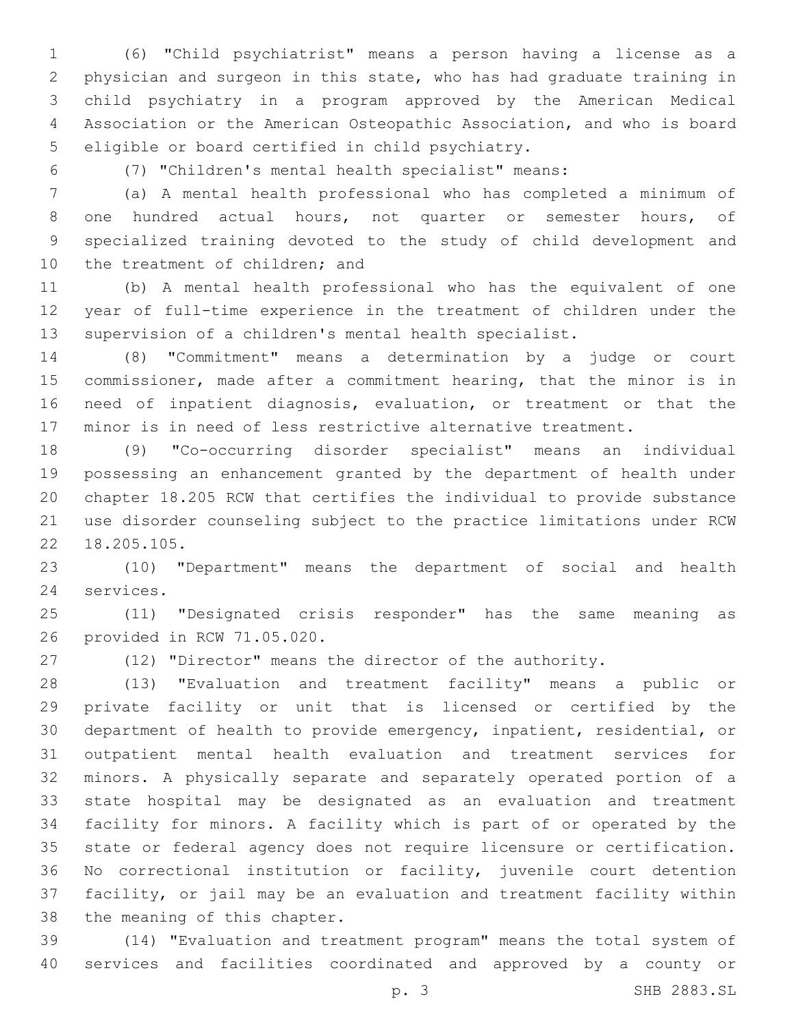(6) "Child psychiatrist" means a person having a license as a physician and surgeon in this state, who has had graduate training in child psychiatry in a program approved by the American Medical Association or the American Osteopathic Association, and who is board eligible or board certified in child psychiatry.

(7) "Children's mental health specialist" means:

(a) A mental health professional who has completed a minimum of one hundred actual hours, not quarter or semester hours, of specialized training devoted to the study of child development and the treatment of children; and

(b) A mental health professional who has the equivalent of one year of full-time experience in the treatment of children under the supervision of a children's mental health specialist.

(8) "Commitment" means a determination by a judge or court commissioner, made after a commitment hearing, that the minor is in need of inpatient diagnosis, evaluation, or treatment or that the minor is in need of less restrictive alternative treatment.

(9) "Co-occurring disorder specialist" means an individual possessing an enhancement granted by the department of health under chapter 18.205 RCW that certifies the individual to provide substance use disorder counseling subject to the practice limitations under RCW 18.205.105.

(10) "Department" means the department of social and health services.

(11) "Designated crisis responder" has the same meaning as provided in RCW 71.05.020.

(12) "Director" means the director of the authority.

(13) "Evaluation and treatment facility" means a public or private facility or unit that is licensed or certified by the department of health to provide emergency, inpatient, residential, or outpatient mental health evaluation and treatment services for minors. A physically separate and separately operated portion of a state hospital may be designated as an evaluation and treatment facility for minors. A facility which is part of or operated by the state or federal agency does not require licensure or certification. No correctional institution or facility, juvenile court detention facility, or jail may be an evaluation and treatment facility within the meaning of this chapter.

(14) "Evaluation and treatment program" means the total system of services and facilities coordinated and approved by a county or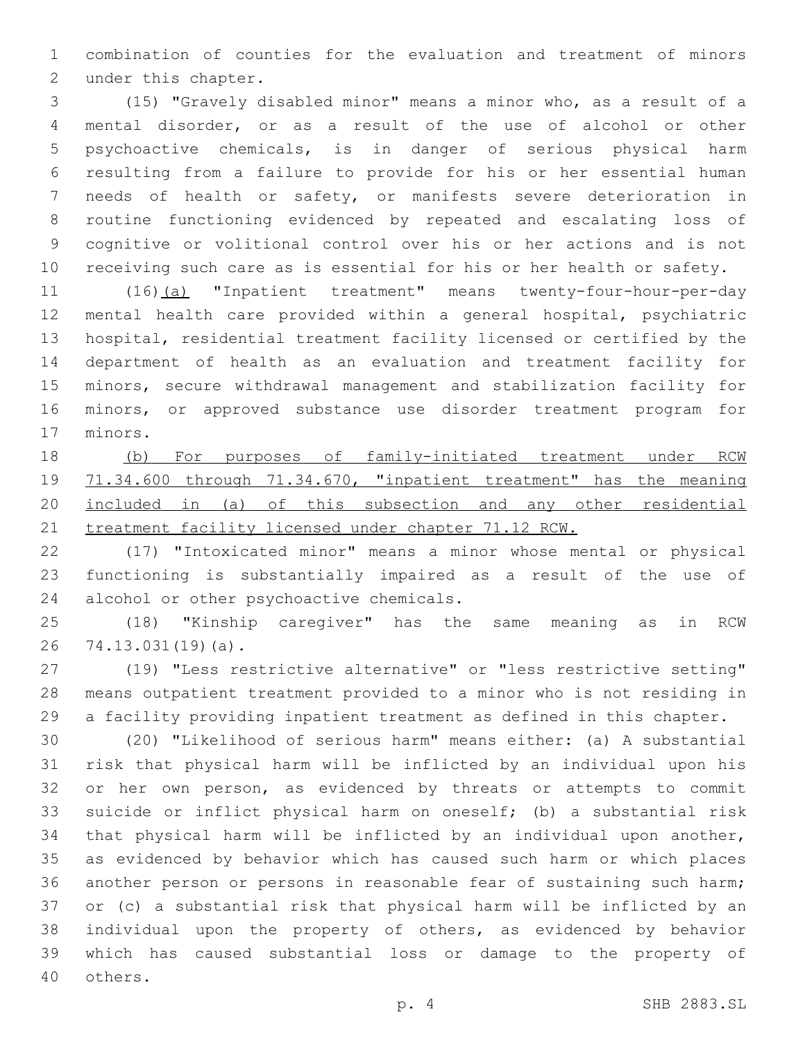combination of counties for the evaluation and treatment of minors under this chapter.

(15) "Gravely disabled minor" means a minor who, as a result of a mental disorder, or as a result of the use of alcohol or other psychoactive chemicals, is in danger of serious physical harm resulting from a failure to provide for his or her essential human needs of health or safety, or manifests severe deterioration in routine functioning evidenced by repeated and escalating loss of cognitive or volitional control over his or her actions and is not receiving such care as is essential for his or her health or safety.

(16)(a) "Inpatient treatment" means twenty-four-hour-per-day mental health care provided within a general hospital, psychiatric hospital, residential treatment facility licensed or certified by the department of health as an evaluation and treatment facility for minors, secure withdrawal management and stabilization facility for minors, or approved substance use disorder treatment program for minors.

(b) For purposes of family-initiated treatment under RCW 71.34.600 through 71.34.670, "inpatient treatment" has the meaning included in (a) of this subsection and any other residential treatment facility licensed under chapter 71.12 RCW.

(17) "Intoxicated minor" means a minor whose mental or physical functioning is substantially impaired as a result of the use of alcohol or other psychoactive chemicals.

(18) "Kinship caregiver" has the same meaning as in RCW 74.13.031(19)(a).

(19) "Less restrictive alternative" or "less restrictive setting" means outpatient treatment provided to a minor who is not residing in a facility providing inpatient treatment as defined in this chapter.

(20) "Likelihood of serious harm" means either: (a) A substantial risk that physical harm will be inflicted by an individual upon his or her own person, as evidenced by threats or attempts to commit suicide or inflict physical harm on oneself; (b) a substantial risk that physical harm will be inflicted by an individual upon another, as evidenced by behavior which has caused such harm or which places another person or persons in reasonable fear of sustaining such harm; or (c) a substantial risk that physical harm will be inflicted by an individual upon the property of others, as evidenced by behavior which has caused substantial loss or damage to the property of others.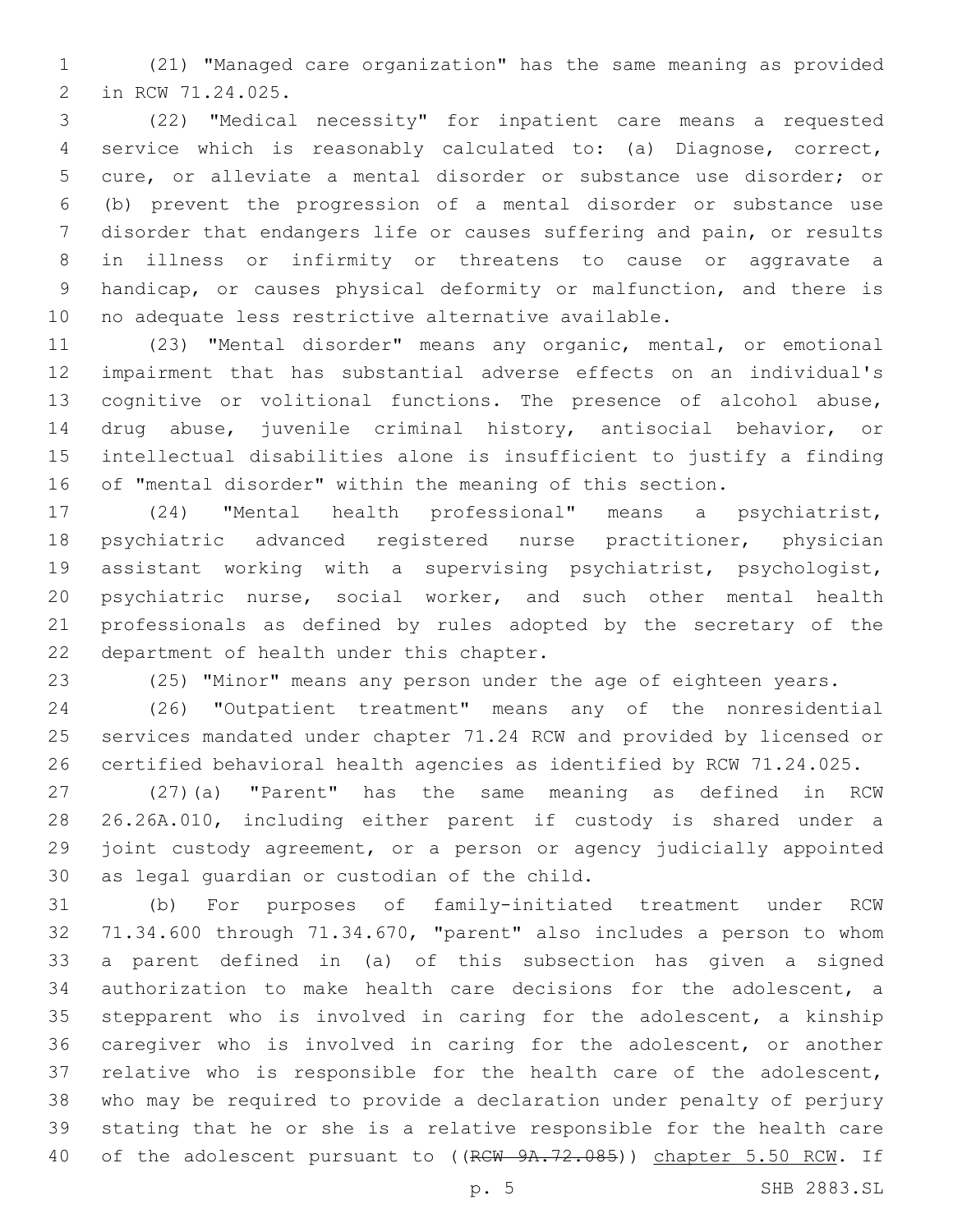(21) "Managed care organization" has the same meaning as provided in RCW 71.24.025.

(22) "Medical necessity" for inpatient care means a requested service which is reasonably calculated to: (a) Diagnose, correct, cure, or alleviate a mental disorder or substance use disorder; or (b) prevent the progression of a mental disorder or substance use disorder that endangers life or causes suffering and pain, or results in illness or infirmity or threatens to cause or aggravate a handicap, or causes physical deformity or malfunction, and there is no adequate less restrictive alternative available.

(23) "Mental disorder" means any organic, mental, or emotional impairment that has substantial adverse effects on an individual's cognitive or volitional functions. The presence of alcohol abuse, drug abuse, juvenile criminal history, antisocial behavior, or intellectual disabilities alone is insufficient to justify a finding of "mental disorder" within the meaning of this section.

(24) "Mental health professional" means a psychiatrist, psychiatric advanced registered nurse practitioner, physician assistant working with a supervising psychiatrist, psychologist, psychiatric nurse, social worker, and such other mental health professionals as defined by rules adopted by the secretary of the department of health under this chapter.

(25) "Minor" means any person under the age of eighteen years.

(26) "Outpatient treatment" means any of the nonresidential services mandated under chapter 71.24 RCW and provided by licensed or certified behavioral health agencies as identified by RCW 71.24.025.

(27)(a) "Parent" has the same meaning as defined in RCW 26.26A.010, including either parent if custody is shared under a joint custody agreement, or a person or agency judicially appointed as legal guardian or custodian of the child.

(b) For purposes of family-initiated treatment under RCW 71.34.600 through 71.34.670, "parent" also includes a person to whom a parent defined in (a) of this subsection has given a signed authorization to make health care decisions for the adolescent, a stepparent who is involved in caring for the adolescent, a kinship caregiver who is involved in caring for the adolescent, or another relative who is responsible for the health care of the adolescent, who may be required to provide a declaration under penalty of perjury stating that he or she is a relative responsible for the health care of the adolescent pursuant to ((~~RCW 9A.72.085~~)) <u>chapter 5.50 RCW</u>. If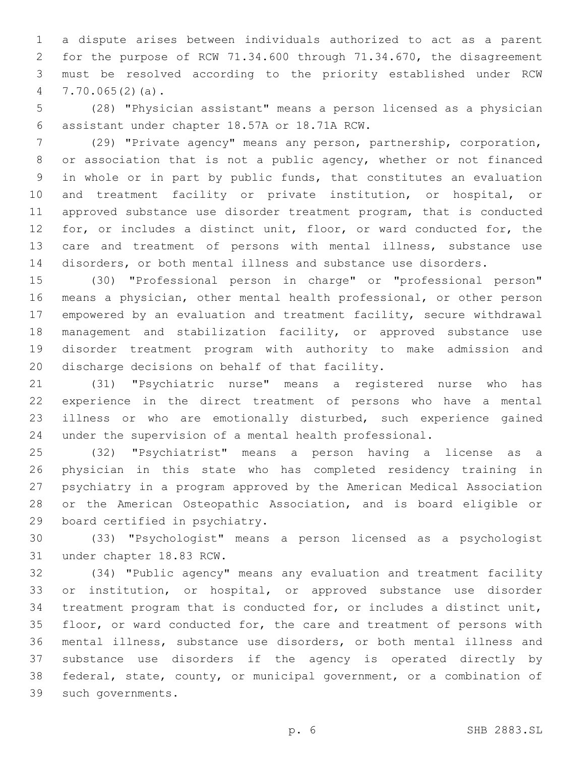a dispute arises between individuals authorized to act as a parent for the purpose of RCW 71.34.600 through 71.34.670, the disagreement must be resolved according to the priority established under RCW 7.70.065(2)(a).

(28) "Physician assistant" means a person licensed as a physician assistant under chapter 18.57A or 18.71A RCW.

(29) "Private agency" means any person, partnership, corporation, or association that is not a public agency, whether or not financed in whole or in part by public funds, that constitutes an evaluation and treatment facility or private institution, or hospital, or approved substance use disorder treatment program, that is conducted for, or includes a distinct unit, floor, or ward conducted for, the care and treatment of persons with mental illness, substance use disorders, or both mental illness and substance use disorders.

(30) "Professional person in charge" or "professional person" means a physician, other mental health professional, or other person empowered by an evaluation and treatment facility, secure withdrawal management and stabilization facility, or approved substance use disorder treatment program with authority to make admission and discharge decisions on behalf of that facility.

(31) "Psychiatric nurse" means a registered nurse who has experience in the direct treatment of persons who have a mental illness or who are emotionally disturbed, such experience gained under the supervision of a mental health professional.

(32) "Psychiatrist" means a person having a license as a physician in this state who has completed residency training in psychiatry in a program approved by the American Medical Association or the American Osteopathic Association, and is board eligible or board certified in psychiatry.

(33) "Psychologist" means a person licensed as a psychologist under chapter 18.83 RCW.

(34) "Public agency" means any evaluation and treatment facility or institution, or hospital, or approved substance use disorder treatment program that is conducted for, or includes a distinct unit, floor, or ward conducted for, the care and treatment of persons with mental illness, substance use disorders, or both mental illness and substance use disorders if the agency is operated directly by federal, state, county, or municipal government, or a combination of such governments.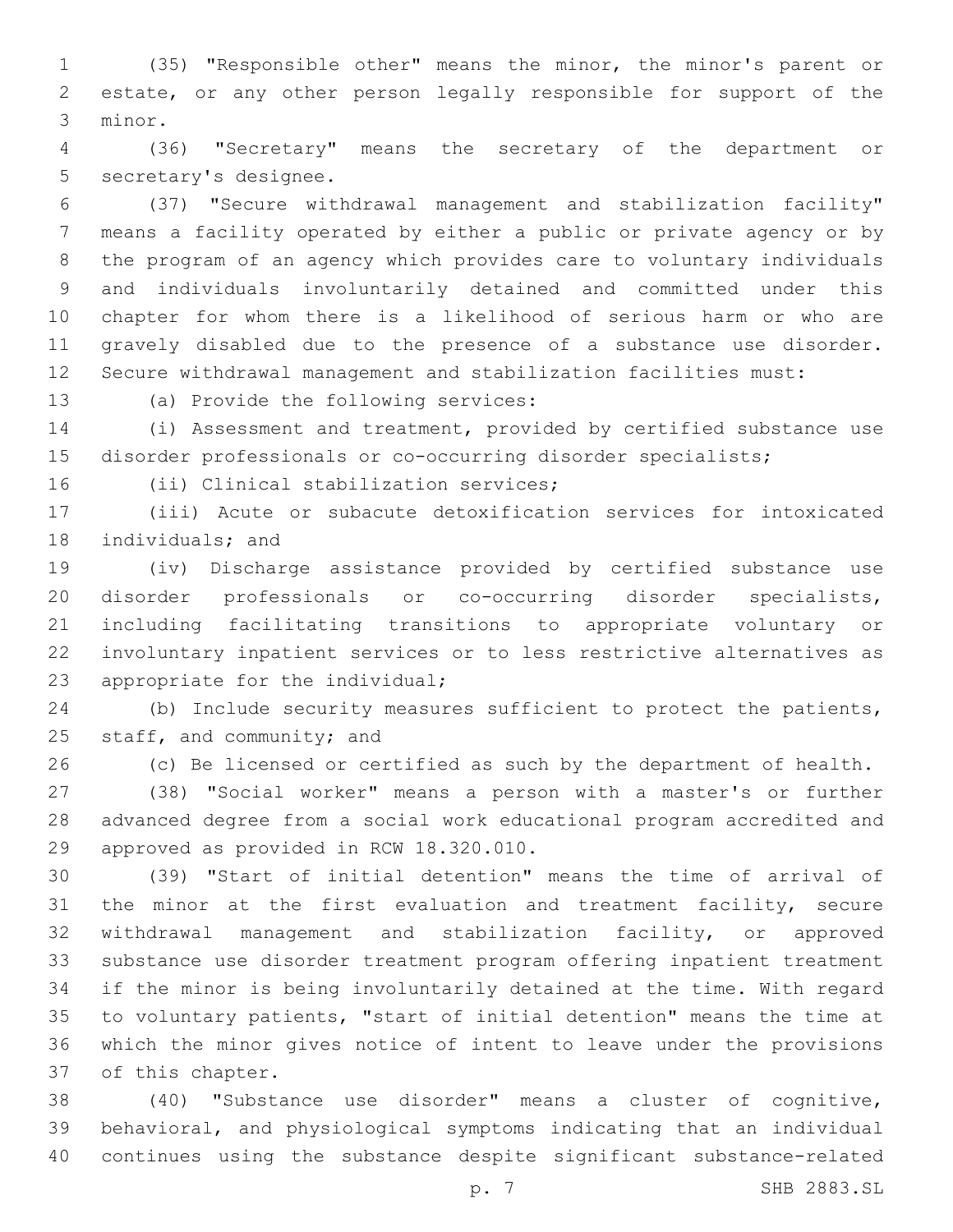(35) "Responsible other" means the minor, the minor's parent or estate, or any other person legally responsible for support of the minor.

(36) "Secretary" means the secretary of the department or secretary's designee.

(37) "Secure withdrawal management and stabilization facility" means a facility operated by either a public or private agency or by the program of an agency which provides care to voluntary individuals and individuals involuntarily detained and committed under this chapter for whom there is a likelihood of serious harm or who are gravely disabled due to the presence of a substance use disorder. Secure withdrawal management and stabilization facilities must:

(a) Provide the following services:

(i) Assessment and treatment, provided by certified substance use disorder professionals or co-occurring disorder specialists;

(ii) Clinical stabilization services;

(iii) Acute or subacute detoxification services for intoxicated individuals; and

(iv) Discharge assistance provided by certified substance use disorder professionals or co-occurring disorder specialists, including facilitating transitions to appropriate voluntary or involuntary inpatient services or to less restrictive alternatives as appropriate for the individual;

(b) Include security measures sufficient to protect the patients, staff, and community; and

(c) Be licensed or certified as such by the department of health.

(38) "Social worker" means a person with a master's or further advanced degree from a social work educational program accredited and approved as provided in RCW 18.320.010.

(39) "Start of initial detention" means the time of arrival of the minor at the first evaluation and treatment facility, secure withdrawal management and stabilization facility, or approved substance use disorder treatment program offering inpatient treatment if the minor is being involuntarily detained at the time. With regard to voluntary patients, "start of initial detention" means the time at which the minor gives notice of intent to leave under the provisions of this chapter.

(40) "Substance use disorder" means a cluster of cognitive, behavioral, and physiological symptoms indicating that an individual continues using the substance despite significant substance-related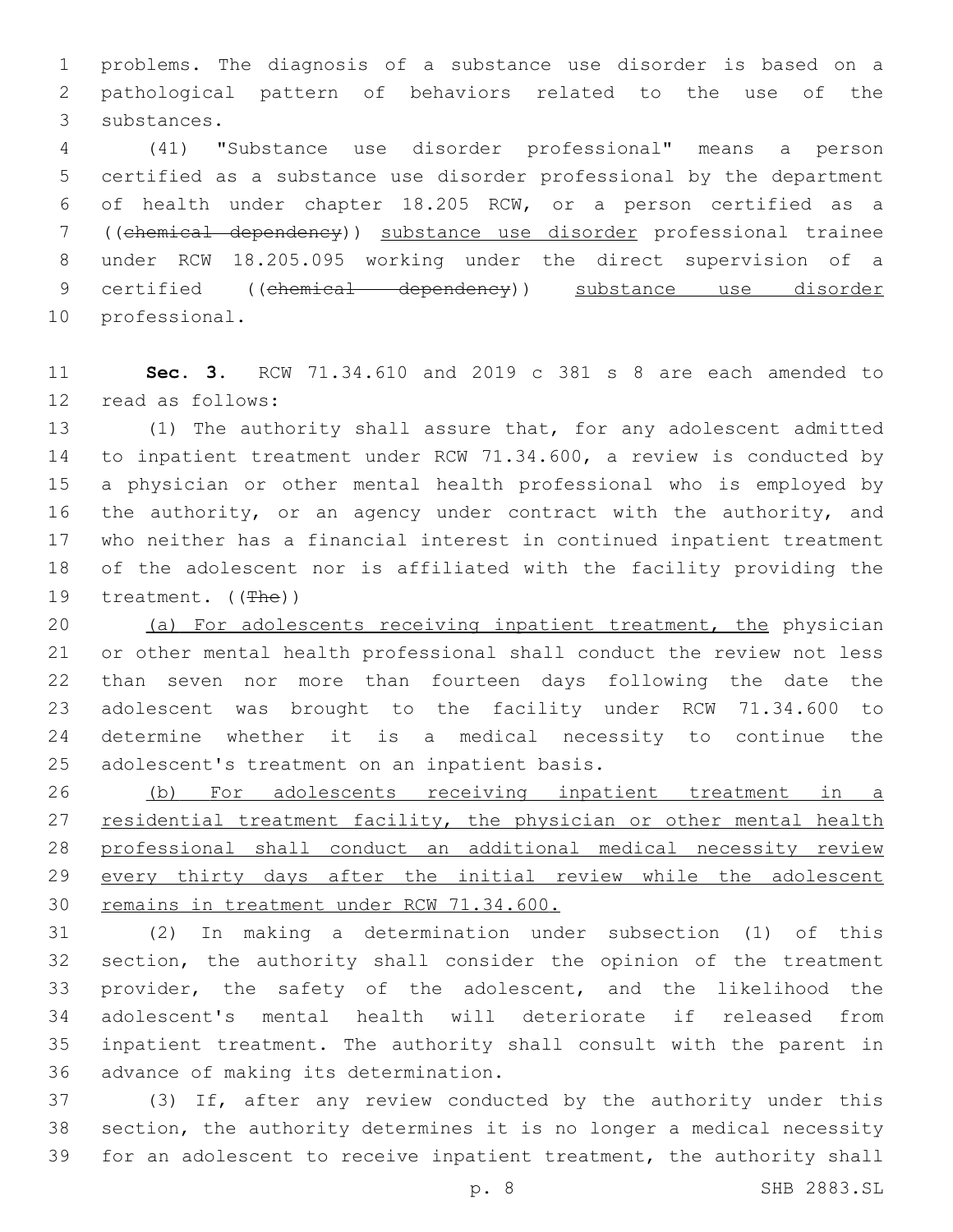problems. The diagnosis of a substance use disorder is based on a pathological pattern of behaviors related to the use of the substances.

(41) "Substance use disorder professional" means a person certified as a substance use disorder professional by the department of health under chapter 18.205 RCW, or a person certified as a ((~~chemical dependency~~)) substance use disorder professional trainee under RCW 18.205.095 working under the direct supervision of a certified ((~~chemical dependency~~)) substance use disorder professional.

**Sec. 3.** RCW 71.34.610 and 2019 c 381 s 8 are each amended to read as follows:

(1) The authority shall assure that, for any adolescent admitted to inpatient treatment under RCW 71.34.600, a review is conducted by a physician or other mental health professional who is employed by the authority, or an agency under contract with the authority, and who neither has a financial interest in continued inpatient treatment of the adolescent nor is affiliated with the facility providing the treatment. ((~~The~~))

(a) For adolescents receiving inpatient treatment, the physician or other mental health professional shall conduct the review not less than seven nor more than fourteen days following the date the adolescent was brought to the facility under RCW 71.34.600 to determine whether it is a medical necessity to continue the adolescent's treatment on an inpatient basis.

(b) For adolescents receiving inpatient treatment in a residential treatment facility, the physician or other mental health professional shall conduct an additional medical necessity review every thirty days after the initial review while the adolescent remains in treatment under RCW 71.34.600.

(2) In making a determination under subsection (1) of this section, the authority shall consider the opinion of the treatment provider, the safety of the adolescent, and the likelihood the adolescent's mental health will deteriorate if released from inpatient treatment. The authority shall consult with the parent in advance of making its determination.

(3) If, after any review conducted by the authority under this section, the authority determines it is no longer a medical necessity for an adolescent to receive inpatient treatment, the authority shall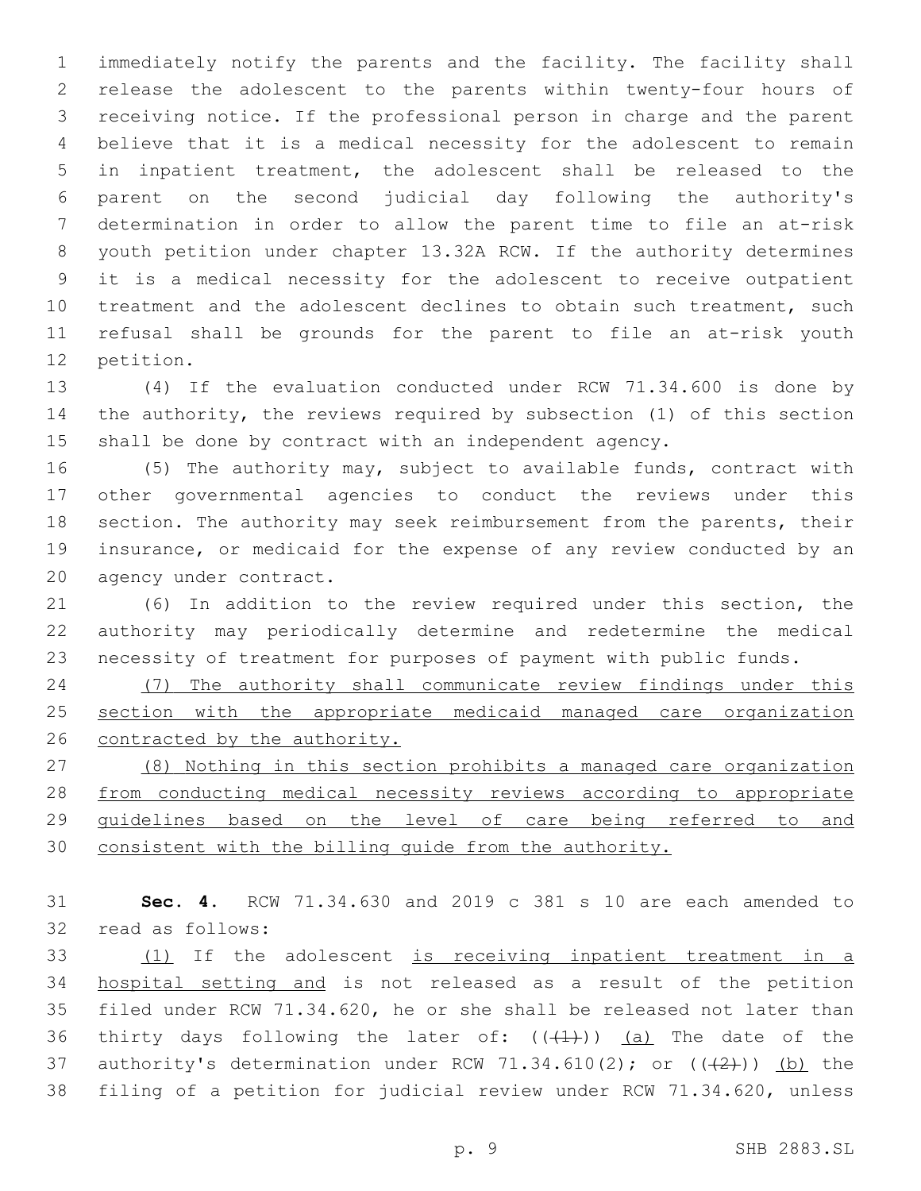immediately notify the parents and the facility. The facility shall release the adolescent to the parents within twenty-four hours of receiving notice. If the professional person in charge and the parent believe that it is a medical necessity for the adolescent to remain in inpatient treatment, the adolescent shall be released to the parent on the second judicial day following the authority's determination in order to allow the parent time to file an at-risk youth petition under chapter 13.32A RCW. If the authority determines it is a medical necessity for the adolescent to receive outpatient treatment and the adolescent declines to obtain such treatment, such refusal shall be grounds for the parent to file an at-risk youth petition.

(4) If the evaluation conducted under RCW 71.34.600 is done by the authority, the reviews required by subsection (1) of this section shall be done by contract with an independent agency.

(5) The authority may, subject to available funds, contract with other governmental agencies to conduct the reviews under this section. The authority may seek reimbursement from the parents, their insurance, or medicaid for the expense of any review conducted by an agency under contract.

(6) In addition to the review required under this section, the authority may periodically determine and redetermine the medical necessity of treatment for purposes of payment with public funds.

<u>(7) The authority shall communicate review findings under this section with the appropriate medicaid managed care organization contracted by the authority.</u>

<u>(8) Nothing in this section prohibits a managed care organization from conducting medical necessity reviews according to appropriate guidelines based on the level of care being referred to and consistent with the billing guide from the authority.</u>

**Sec. 4.** RCW 71.34.630 and 2019 c 381 s 10 are each amended to read as follows:

<u>(1)</u> If the adolescent <u>is receiving inpatient treatment in a hospital setting and</u> is not released as a result of the petition filed under RCW 71.34.620, he or she shall be released not later than thirty days following the later of: ~~((1))~~ <u>(a)</u> The date of the authority's determination under RCW 71.34.610(2); or ~~((2))~~ <u>(b)</u> the filing of a petition for judicial review under RCW 71.34.620, unless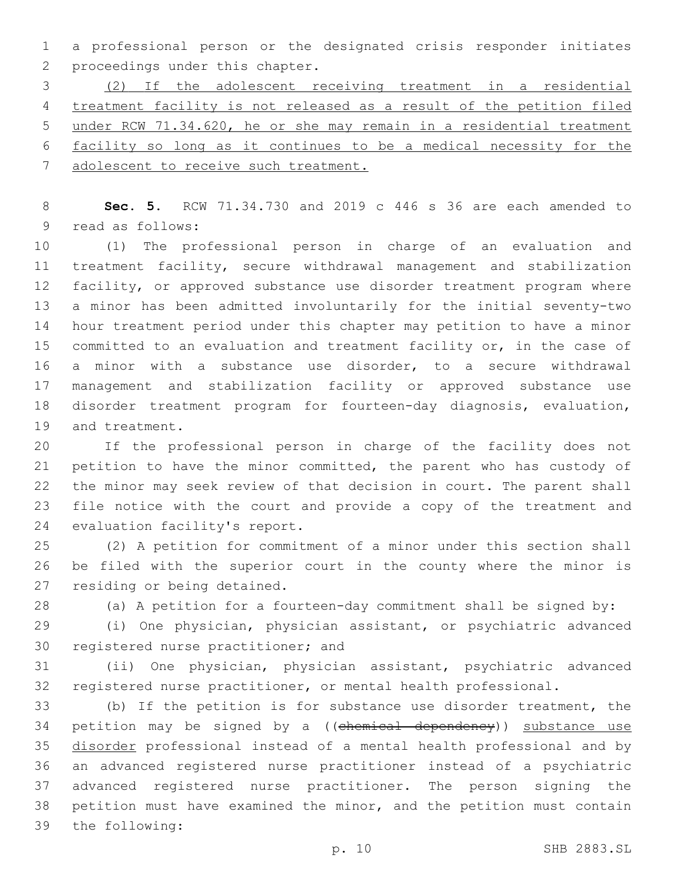a professional person or the designated crisis responder initiates proceedings under this chapter.

<u>(2) If the adolescent receiving treatment in a residential treatment facility is not released as a result of the petition filed under RCW 71.34.620, he or she may remain in a residential treatment facility so long as it continues to be a medical necessity for the adolescent to receive such treatment.</u>

**Sec. 5.** RCW 71.34.730 and 2019 c 446 s 36 are each amended to read as follows:

(1) The professional person in charge of an evaluation and treatment facility, secure withdrawal management and stabilization facility, or approved substance use disorder treatment program where a minor has been admitted involuntarily for the initial seventy-two hour treatment period under this chapter may petition to have a minor committed to an evaluation and treatment facility or, in the case of a minor with a substance use disorder, to a secure withdrawal management and stabilization facility or approved substance use disorder treatment program for fourteen-day diagnosis, evaluation, and treatment.

If the professional person in charge of the facility does not petition to have the minor committed, the parent who has custody of the minor may seek review of that decision in court. The parent shall file notice with the court and provide a copy of the treatment and evaluation facility's report.

(2) A petition for commitment of a minor under this section shall be filed with the superior court in the county where the minor is residing or being detained.

(a) A petition for a fourteen-day commitment shall be signed by:

(i) One physician, physician assistant, or psychiatric advanced registered nurse practitioner; and

(ii) One physician, physician assistant, psychiatric advanced registered nurse practitioner, or mental health professional.

(b) If the petition is for substance use disorder treatment, the petition may be signed by a ((~~chemical dependency~~)) <u>substance use disorder</u> professional instead of a mental health professional and by an advanced registered nurse practitioner instead of a psychiatric advanced registered nurse practitioner. The person signing the petition must have examined the minor, and the petition must contain the following: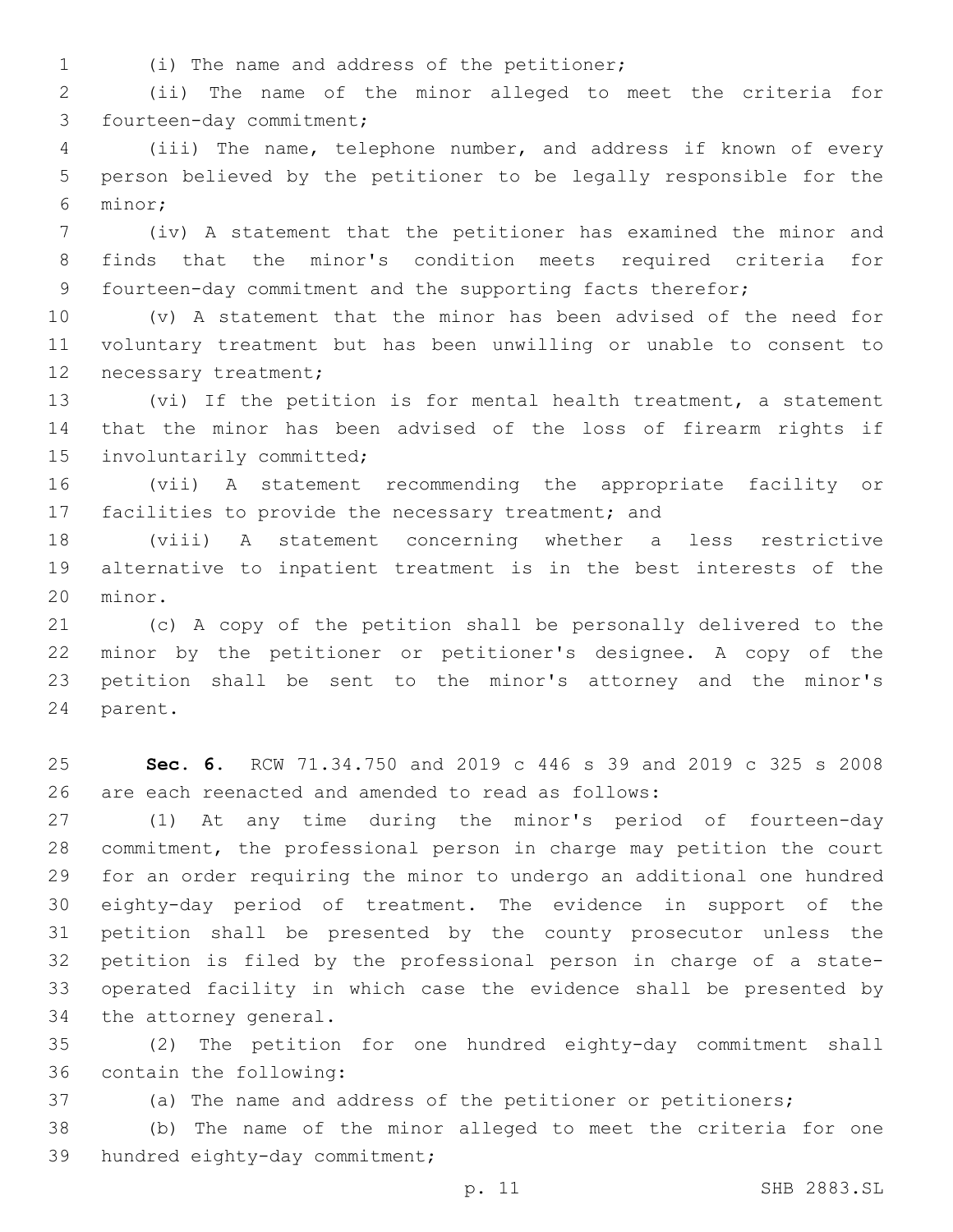(i) The name and address of the petitioner;

(ii) The name of the minor alleged to meet the criteria for fourteen-day commitment;

(iii) The name, telephone number, and address if known of every person believed by the petitioner to be legally responsible for the minor;

(iv) A statement that the petitioner has examined the minor and finds that the minor's condition meets required criteria for fourteen-day commitment and the supporting facts therefor;

(v) A statement that the minor has been advised of the need for voluntary treatment but has been unwilling or unable to consent to necessary treatment;

(vi) If the petition is for mental health treatment, a statement that the minor has been advised of the loss of firearm rights if involuntarily committed;

(vii) A statement recommending the appropriate facility or facilities to provide the necessary treatment; and

(viii) A statement concerning whether a less restrictive alternative to inpatient treatment is in the best interests of the minor.

(c) A copy of the petition shall be personally delivered to the minor by the petitioner or petitioner's designee. A copy of the petition shall be sent to the minor's attorney and the minor's parent.

**Sec. 6.** RCW 71.34.750 and 2019 c 446 s 39 and 2019 c 325 s 2008 are each reenacted and amended to read as follows:

(1) At any time during the minor's period of fourteen-day commitment, the professional person in charge may petition the court for an order requiring the minor to undergo an additional one hundred eighty-day period of treatment. The evidence in support of the petition shall be presented by the county prosecutor unless the petition is filed by the professional person in charge of a state-operated facility in which case the evidence shall be presented by the attorney general.

(2) The petition for one hundred eighty-day commitment shall contain the following:

(a) The name and address of the petitioner or petitioners;

(b) The name of the minor alleged to meet the criteria for one hundred eighty-day commitment;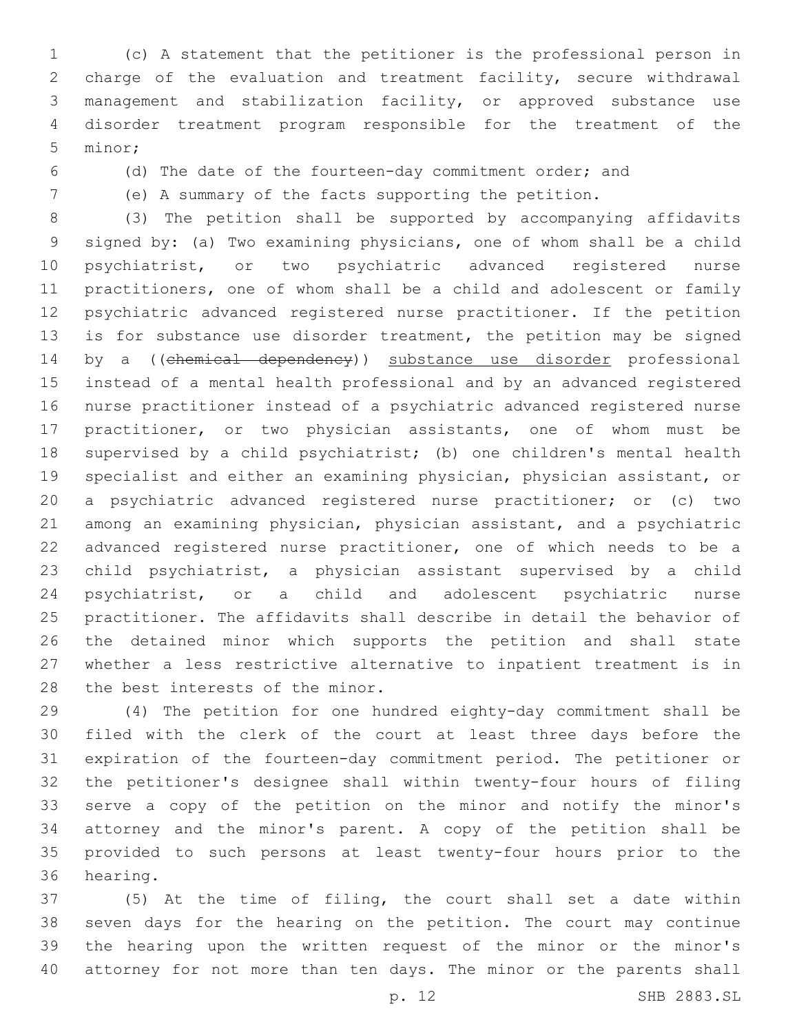(c) A statement that the petitioner is the professional person in charge of the evaluation and treatment facility, secure withdrawal management and stabilization facility, or approved substance use disorder treatment program responsible for the treatment of the minor;

(d) The date of the fourteen-day commitment order; and

(e) A summary of the facts supporting the petition.

(3) The petition shall be supported by accompanying affidavits signed by: (a) Two examining physicians, one of whom shall be a child psychiatrist, or two psychiatric advanced registered nurse practitioners, one of whom shall be a child and adolescent or family psychiatric advanced registered nurse practitioner. If the petition is for substance use disorder treatment, the petition may be signed by a ((~~chemical dependency~~)) substance use disorder professional instead of a mental health professional and by an advanced registered nurse practitioner instead of a psychiatric advanced registered nurse practitioner, or two physician assistants, one of whom must be supervised by a child psychiatrist; (b) one children's mental health specialist and either an examining physician, physician assistant, or a psychiatric advanced registered nurse practitioner; or (c) two among an examining physician, physician assistant, and a psychiatric advanced registered nurse practitioner, one of which needs to be a child psychiatrist, a physician assistant supervised by a child psychiatrist, or a child and adolescent psychiatric nurse practitioner. The affidavits shall describe in detail the behavior of the detained minor which supports the petition and shall state whether a less restrictive alternative to inpatient treatment is in the best interests of the minor.

(4) The petition for one hundred eighty-day commitment shall be filed with the clerk of the court at least three days before the expiration of the fourteen-day commitment period. The petitioner or the petitioner's designee shall within twenty-four hours of filing serve a copy of the petition on the minor and notify the minor's attorney and the minor's parent. A copy of the petition shall be provided to such persons at least twenty-four hours prior to the hearing.

(5) At the time of filing, the court shall set a date within seven days for the hearing on the petition. The court may continue the hearing upon the written request of the minor or the minor's attorney for not more than ten days. The minor or the parents shall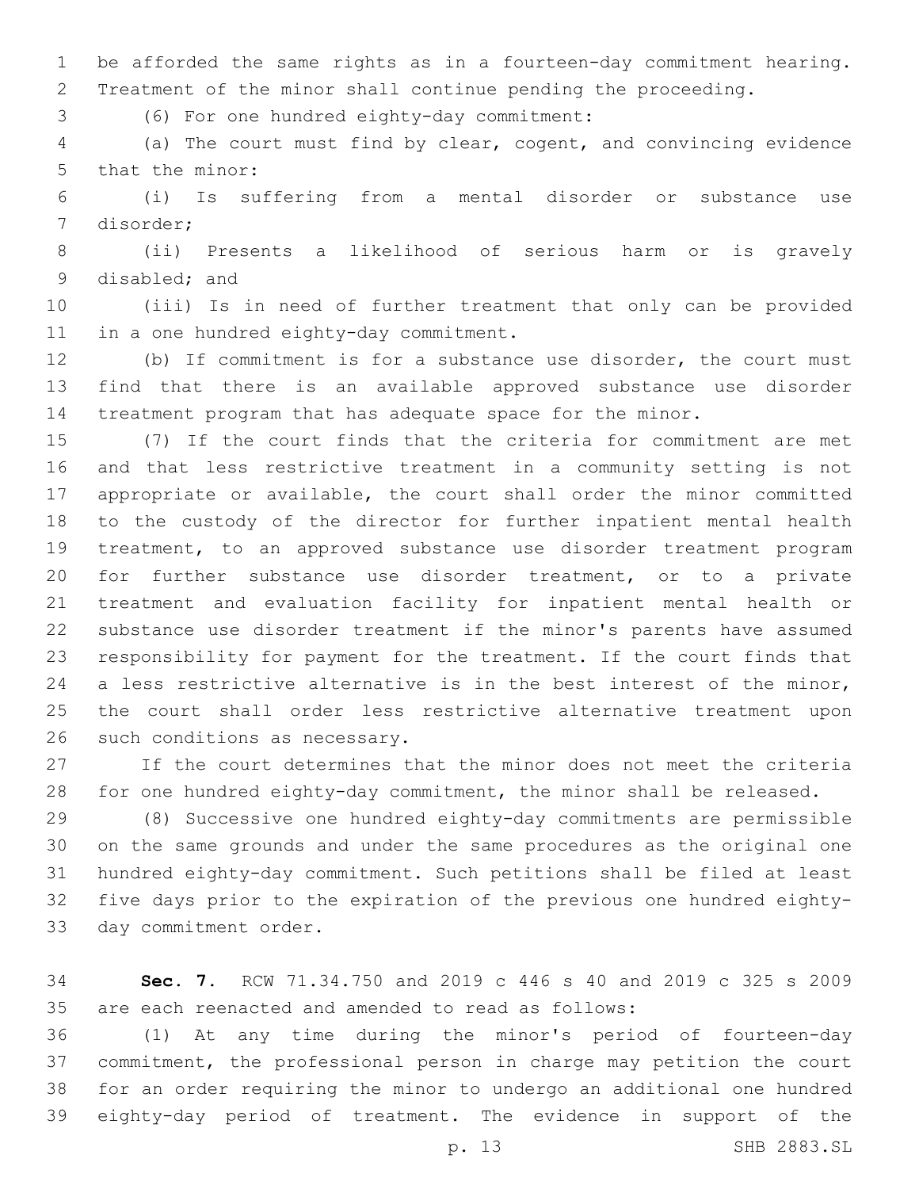be afforded the same rights as in a fourteen-day commitment hearing. Treatment of the minor shall continue pending the proceeding.

(6) For one hundred eighty-day commitment:

(a) The court must find by clear, cogent, and convincing evidence that the minor:

(i) Is suffering from a mental disorder or substance use disorder;

(ii) Presents a likelihood of serious harm or is gravely disabled; and

(iii) Is in need of further treatment that only can be provided in a one hundred eighty-day commitment.

(b) If commitment is for a substance use disorder, the court must find that there is an available approved substance use disorder treatment program that has adequate space for the minor.

(7) If the court finds that the criteria for commitment are met and that less restrictive treatment in a community setting is not appropriate or available, the court shall order the minor committed to the custody of the director for further inpatient mental health treatment, to an approved substance use disorder treatment program for further substance use disorder treatment, or to a private treatment and evaluation facility for inpatient mental health or substance use disorder treatment if the minor's parents have assumed responsibility for payment for the treatment. If the court finds that a less restrictive alternative is in the best interest of the minor, the court shall order less restrictive alternative treatment upon such conditions as necessary.

If the court determines that the minor does not meet the criteria for one hundred eighty-day commitment, the minor shall be released.

(8) Successive one hundred eighty-day commitments are permissible on the same grounds and under the same procedures as the original one hundred eighty-day commitment. Such petitions shall be filed at least five days prior to the expiration of the previous one hundred eighty-day commitment order.

**Sec. 7.** RCW 71.34.750 and 2019 c 446 s 40 and 2019 c 325 s 2009 are each reenacted and amended to read as follows:

(1) At any time during the minor's period of fourteen-day commitment, the professional person in charge may petition the court for an order requiring the minor to undergo an additional one hundred eighty-day period of treatment. The evidence in support of the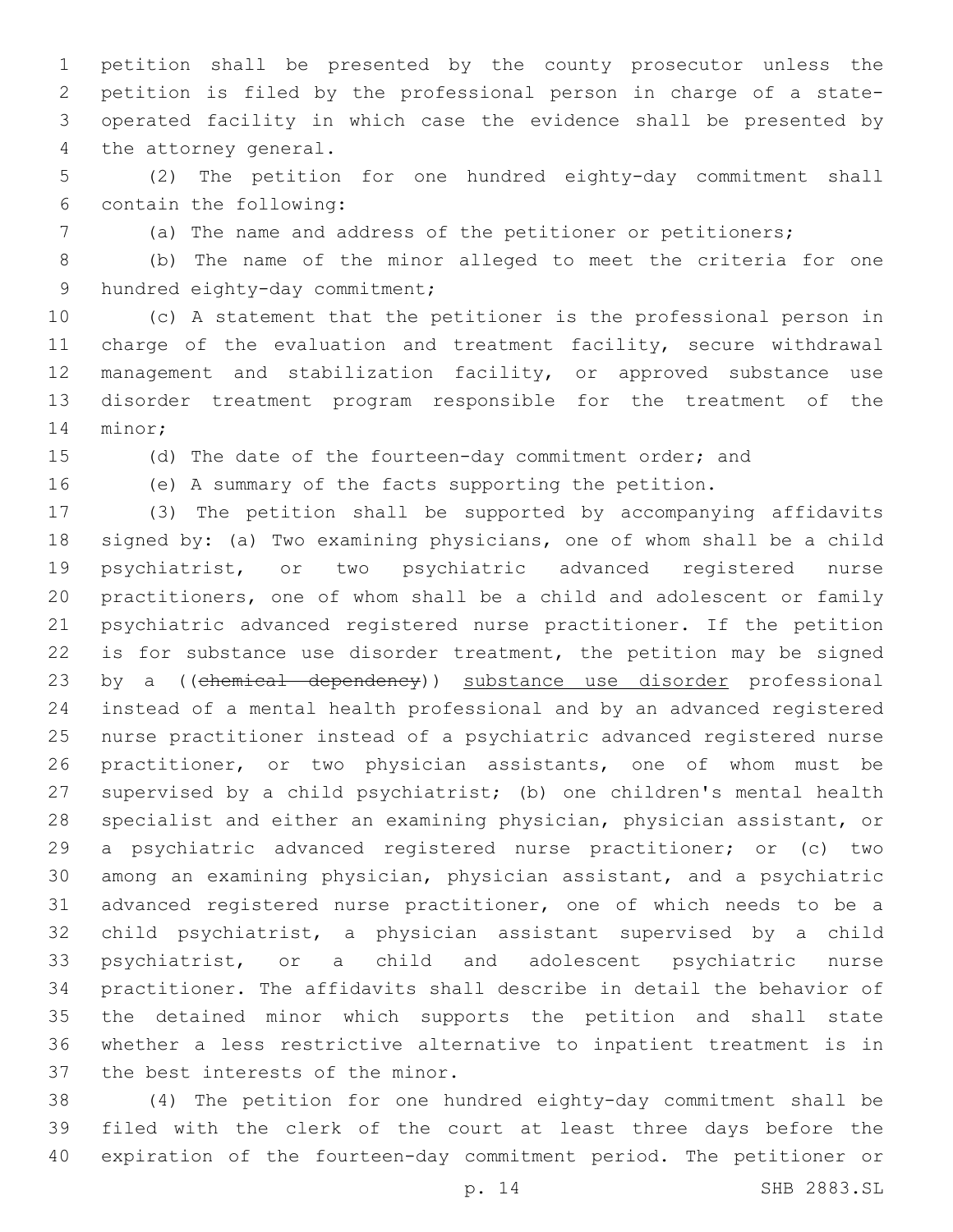petition shall be presented by the county prosecutor unless the petition is filed by the professional person in charge of a state-operated facility in which case the evidence shall be presented by the attorney general.

(2) The petition for one hundred eighty-day commitment shall contain the following:

(a) The name and address of the petitioner or petitioners;

(b) The name of the minor alleged to meet the criteria for one hundred eighty-day commitment;

(c) A statement that the petitioner is the professional person in charge of the evaluation and treatment facility, secure withdrawal management and stabilization facility, or approved substance use disorder treatment program responsible for the treatment of the minor;

(d) The date of the fourteen-day commitment order; and

(e) A summary of the facts supporting the petition.

(3) The petition shall be supported by accompanying affidavits signed by: (a) Two examining physicians, one of whom shall be a child psychiatrist, or two psychiatric advanced registered nurse practitioners, one of whom shall be a child and adolescent or family psychiatric advanced registered nurse practitioner. If the petition is for substance use disorder treatment, the petition may be signed by a ((~~chemical dependency~~)) <u>substance use disorder</u> professional instead of a mental health professional and by an advanced registered nurse practitioner instead of a psychiatric advanced registered nurse practitioner, or two physician assistants, one of whom must be supervised by a child psychiatrist; (b) one children's mental health specialist and either an examining physician, physician assistant, or a psychiatric advanced registered nurse practitioner; or (c) two among an examining physician, physician assistant, and a psychiatric advanced registered nurse practitioner, one of which needs to be a child psychiatrist, a physician assistant supervised by a child psychiatrist, or a child and adolescent psychiatric nurse practitioner. The affidavits shall describe in detail the behavior of the detained minor which supports the petition and shall state whether a less restrictive alternative to inpatient treatment is in the best interests of the minor.

(4) The petition for one hundred eighty-day commitment shall be filed with the clerk of the court at least three days before the expiration of the fourteen-day commitment period. The petitioner or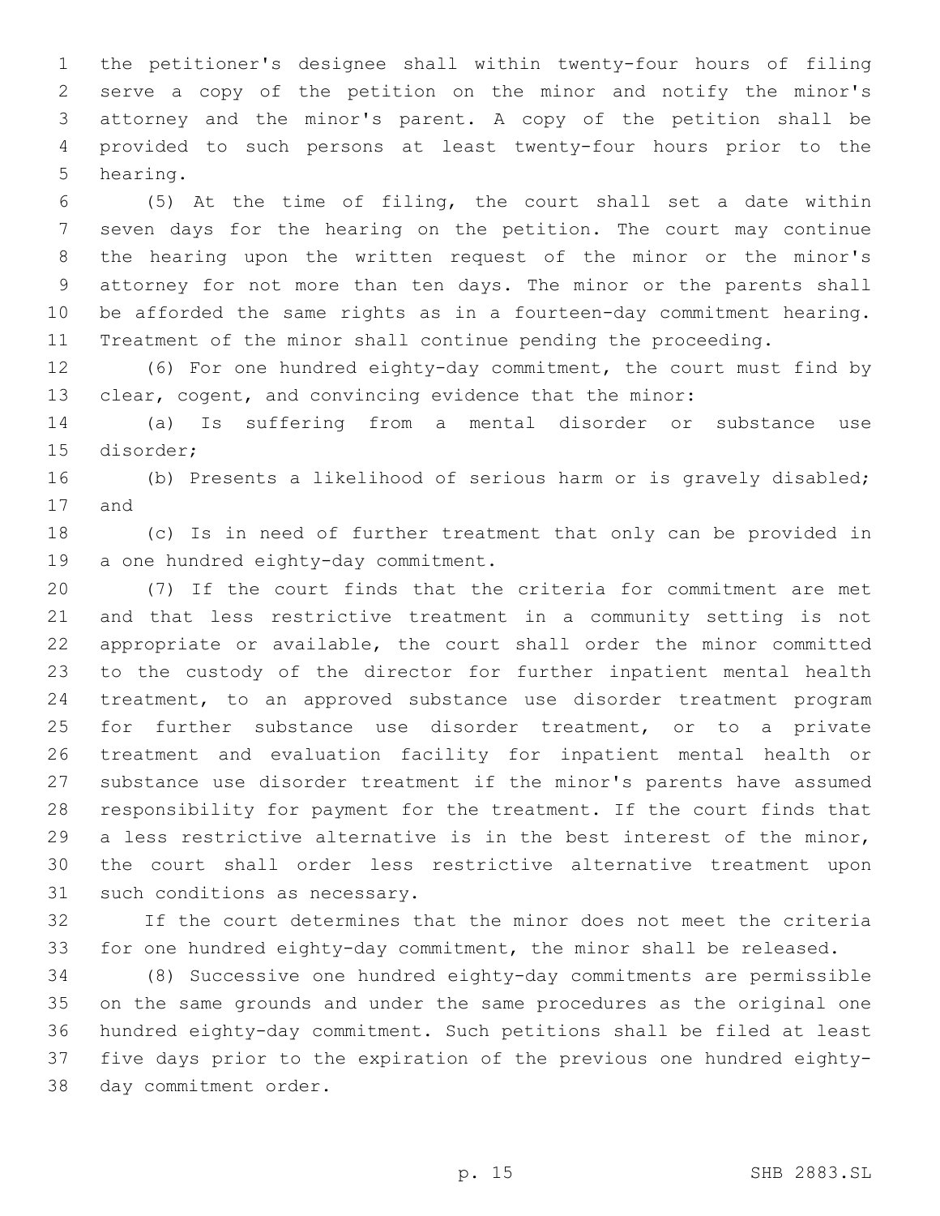the petitioner's designee shall within twenty-four hours of filing serve a copy of the petition on the minor and notify the minor's attorney and the minor's parent. A copy of the petition shall be provided to such persons at least twenty-four hours prior to the hearing.

(5) At the time of filing, the court shall set a date within seven days for the hearing on the petition. The court may continue the hearing upon the written request of the minor or the minor's attorney for not more than ten days. The minor or the parents shall be afforded the same rights as in a fourteen-day commitment hearing. Treatment of the minor shall continue pending the proceeding.

(6) For one hundred eighty-day commitment, the court must find by clear, cogent, and convincing evidence that the minor:

(a) Is suffering from a mental disorder or substance use disorder;

(b) Presents a likelihood of serious harm or is gravely disabled; and

(c) Is in need of further treatment that only can be provided in a one hundred eighty-day commitment.

(7) If the court finds that the criteria for commitment are met and that less restrictive treatment in a community setting is not appropriate or available, the court shall order the minor committed to the custody of the director for further inpatient mental health treatment, to an approved substance use disorder treatment program for further substance use disorder treatment, or to a private treatment and evaluation facility for inpatient mental health or substance use disorder treatment if the minor's parents have assumed responsibility for payment for the treatment. If the court finds that a less restrictive alternative is in the best interest of the minor, the court shall order less restrictive alternative treatment upon such conditions as necessary.

If the court determines that the minor does not meet the criteria for one hundred eighty-day commitment, the minor shall be released.

(8) Successive one hundred eighty-day commitments are permissible on the same grounds and under the same procedures as the original one hundred eighty-day commitment. Such petitions shall be filed at least five days prior to the expiration of the previous one hundred eighty-day commitment order.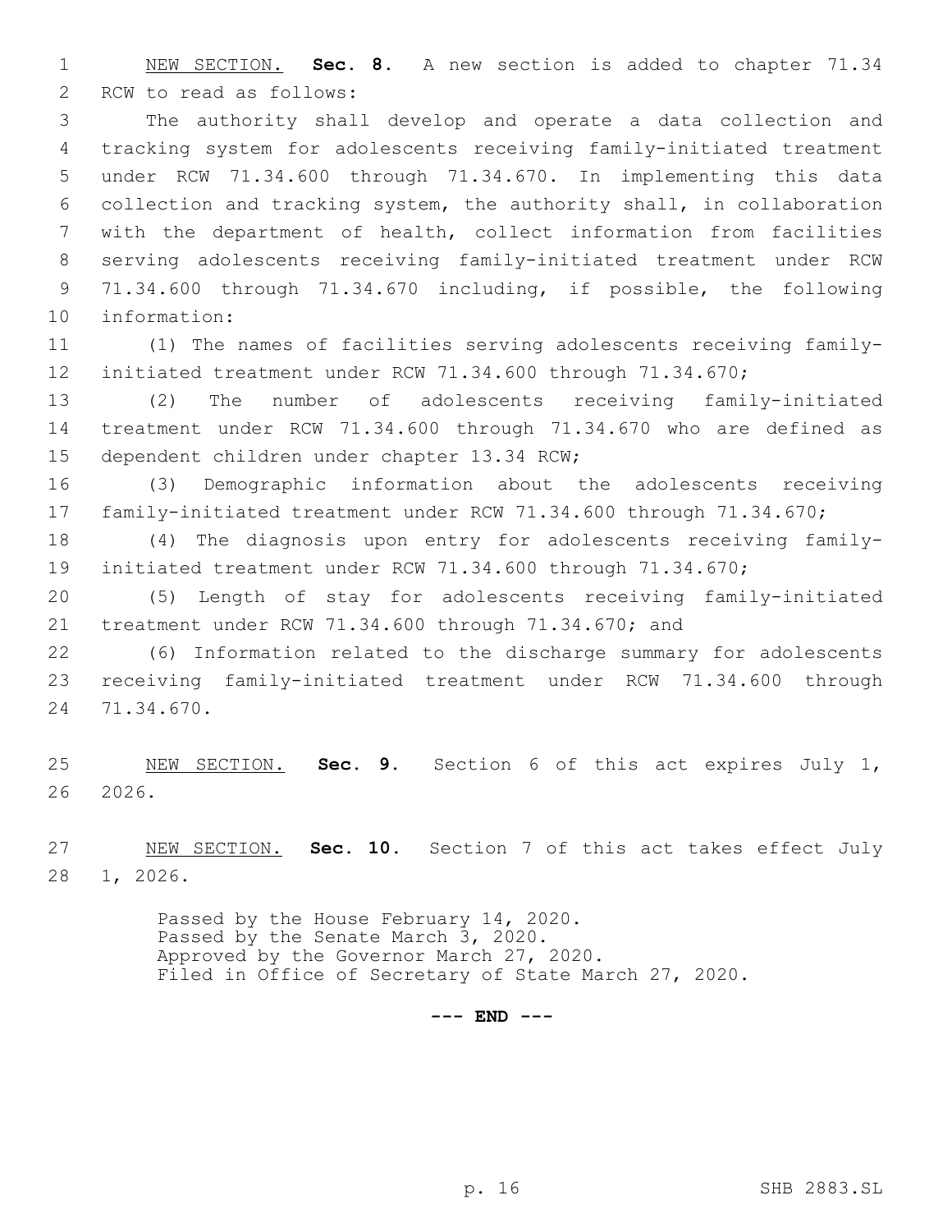NEW SECTION. **Sec. 8.** A new section is added to chapter 71.34 RCW to read as follows:

The authority shall develop and operate a data collection and tracking system for adolescents receiving family-initiated treatment under RCW 71.34.600 through 71.34.670. In implementing this data collection and tracking system, the authority shall, in collaboration with the department of health, collect information from facilities serving adolescents receiving family-initiated treatment under RCW 71.34.600 through 71.34.670 including, if possible, the following information:

(1) The names of facilities serving adolescents receiving family-initiated treatment under RCW 71.34.600 through 71.34.670;

(2) The number of adolescents receiving family-initiated treatment under RCW 71.34.600 through 71.34.670 who are defined as dependent children under chapter 13.34 RCW;

(3) Demographic information about the adolescents receiving family-initiated treatment under RCW 71.34.600 through 71.34.670;

(4) The diagnosis upon entry for adolescents receiving family-initiated treatment under RCW 71.34.600 through 71.34.670;

(5) Length of stay for adolescents receiving family-initiated treatment under RCW 71.34.600 through 71.34.670; and

(6) Information related to the discharge summary for adolescents receiving family-initiated treatment under RCW 71.34.600 through 71.34.670.

NEW SECTION. **Sec. 9.** Section 6 of this act expires July 1, 2026.

NEW SECTION. **Sec. 10.** Section 7 of this act takes effect July 1, 2026.

Passed by the House February 14, 2020.
Passed by the Senate March 3, 2020.
Approved by the Governor March 27, 2020.
Filed in Office of Secretary of State March 27, 2020.

**--- END ---**